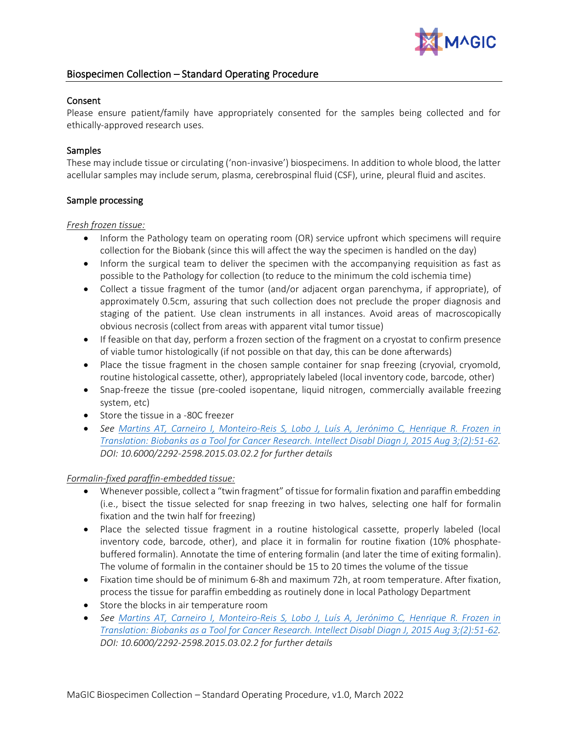# Biospecimen Collection – Standard Operating Procedure

## Consent

Please ensure patient/family have appropriately consented for the samples being collected and for ethically-approved research uses.

## Samples

These may include tissue or circulating ('non-invasive') biospecimens. In addition to whole blood, the latter acellular samples may include serum, plasma, cerebrospinal fluid (CSF), urine, pleural fluid and ascites.

## Sample processing

*Fresh frozen tissue:*

- Inform the Pathology team on operating room (OR) service upfront which specimens will require collection for the Biobank (since this will affect the way the specimen is handled on the day)
- Inform the surgical team to deliver the specimen with the accompanying requisition as fast as possible to the Pathology for collection (to reduce to the minimum the cold ischemia time)
- Collect a tissue fragment of the tumor (and/or adjacent organ parenchyma, if appropriate), of approximately 0.5cm, assuring that such collection does not preclude the proper diagnosis and staging of the patient. Use clean instruments in all instances. Avoid areas of macroscopically obvious necrosis (collect from areas with apparent vital tumor tissue)
- If feasible on that day, perform a frozen section of the fragment on a cryostat to confirm presence of viable tumor histologically (if not possible on that day, this can be done afterwards)
- Place the tissue fragment in the chosen sample container for snap freezing (cryovial, cryomold, routine histological cassette, other), appropriately labeled (local inventory code, barcode, other)
- Snap-freeze the tissue (pre-cooled isopentane, liquid nitrogen, commercially available freezing system, etc)
- Store the tissue in a -80C freezer
- *See Martins AT, Carneiro I, Monteiro-Reis S, Lobo J, Luís A, Jerónimo C, Henrique R. Frozen in Translation: Biobanks as a Tool for Cancer Research. Intellect Disabl Diagn J, 2015 Aug 3;(2):51-62. DOI: 10.6000/2292-2598.2015.03.02.2 for further details*

*Formalin-fixed paraffin-embedded tissue:*

- Whenever possible, collect a "twin fragment" of tissue for formalin fixation and paraffin embedding (i.e., bisect the tissue selected for snap freezing in two halves, selecting one half for formalin fixation and the twin half for freezing)
- Place the selected tissue fragment in a routine histological cassette, properly labeled (local inventory code, barcode, other), and place it in formalin for routine fixation (10% phosphate-buffered formalin). Annotate the time of entering formalin (and later the time of exiting formalin). The volume of formalin in the container should be 15 to 20 times the volume of the tissue
- Fixation time should be of minimum 6-8h and maximum 72h, at room temperature. After fixation, process the tissue for paraffin embedding as routinely done in local Pathology Department
- Store the blocks in air temperature room
- *See Martins AT, Carneiro I, Monteiro-Reis S, Lobo J, Luís A, Jerónimo C, Henrique R. Frozen in Translation: Biobanks as a Tool for Cancer Research. Intellect Disabl Diagn J, 2015 Aug 3;(2):51-62. DOI: 10.6000/2292-2598.2015.03.02.2 for further details*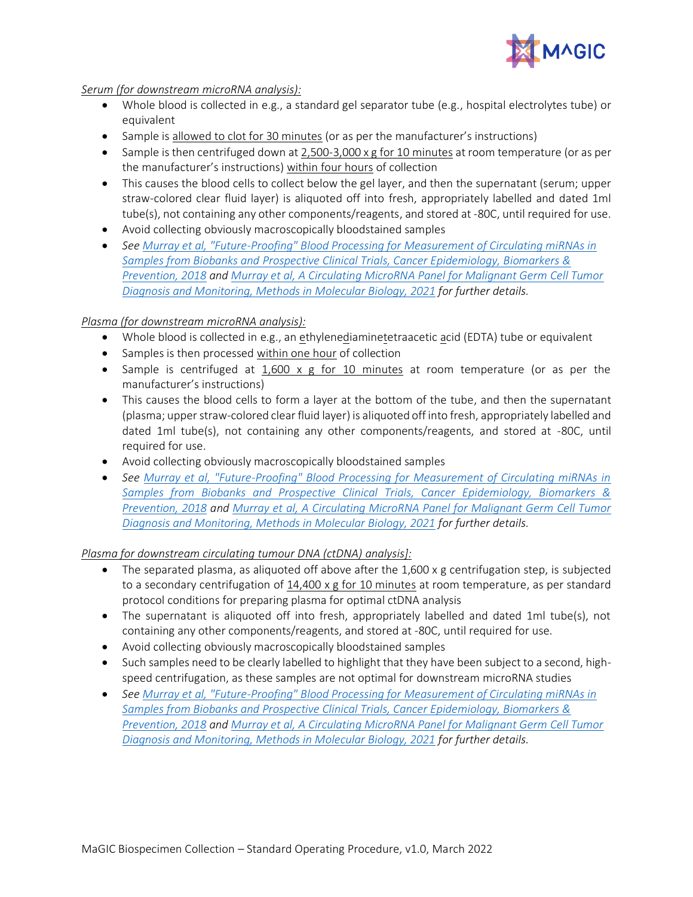*Serum (for downstream microRNA analysis):*

- Whole blood is collected in e.g., a standard gel separator tube (e.g., hospital electrolytes tube) or equivalent
- Sample is allowed to clot for 30 minutes (or as per the manufacturer's instructions)
- Sample is then centrifuged down at 2,500-3,000 x g for 10 minutes at room temperature (or as per the manufacturer's instructions) within four hours of collection
- This causes the blood cells to collect below the gel layer, and then the supernatant (serum; upper straw-colored clear fluid layer) is aliquoted off into fresh, appropriately labelled and dated 1ml tube(s), not containing any other components/reagents, and stored at -80C, until required for use.
- Avoid collecting obviously macroscopically bloodstained samples
- *See Murray et al, "Future-Proofing" Blood Processing for Measurement of Circulating miRNAs in Samples from Biobanks and Prospective Clinical Trials, Cancer Epidemiology, Biomarkers & Prevention, 2018 and Murray et al, A Circulating MicroRNA Panel for Malignant Germ Cell Tumor Diagnosis and Monitoring, Methods in Molecular Biology, 2021 for further details.*

*Plasma (for downstream microRNA analysis):*

- Whole blood is collected in e.g., an ethylenediaminetetraacetic acid (EDTA) tube or equivalent
- Samples is then processed within one hour of collection
- Sample is centrifuged at 1,600 x g for 10 minutes at room temperature (or as per the manufacturer's instructions)
- This causes the blood cells to form a layer at the bottom of the tube, and then the supernatant (plasma; upper straw-colored clear fluid layer) is aliquoted off into fresh, appropriately labelled and dated 1ml tube(s), not containing any other components/reagents, and stored at -80C, until required for use.
- Avoid collecting obviously macroscopically bloodstained samples
- *See Murray et al, "Future-Proofing" Blood Processing for Measurement of Circulating miRNAs in Samples from Biobanks and Prospective Clinical Trials, Cancer Epidemiology, Biomarkers & Prevention, 2018 and Murray et al, A Circulating MicroRNA Panel for Malignant Germ Cell Tumor Diagnosis and Monitoring, Methods in Molecular Biology, 2021 for further details.*

*Plasma for downstream circulating tumour DNA (ctDNA) analysis]:*

- The separated plasma, as aliquoted off above after the 1,600 x g centrifugation step, is subjected to a secondary centrifugation of 14,400 x g for 10 minutes at room temperature, as per standard protocol conditions for preparing plasma for optimal ctDNA analysis
- The supernatant is aliquoted off into fresh, appropriately labelled and dated 1ml tube(s), not containing any other components/reagents, and stored at -80C, until required for use.
- Avoid collecting obviously macroscopically bloodstained samples
- Such samples need to be clearly labelled to highlight that they have been subject to a second, high-speed centrifugation, as these samples are not optimal for downstream microRNA studies
- *See Murray et al, "Future-Proofing" Blood Processing for Measurement of Circulating miRNAs in Samples from Biobanks and Prospective Clinical Trials, Cancer Epidemiology, Biomarkers & Prevention, 2018 and Murray et al, A Circulating MicroRNA Panel for Malignant Germ Cell Tumor Diagnosis and Monitoring, Methods in Molecular Biology, 2021 for further details.*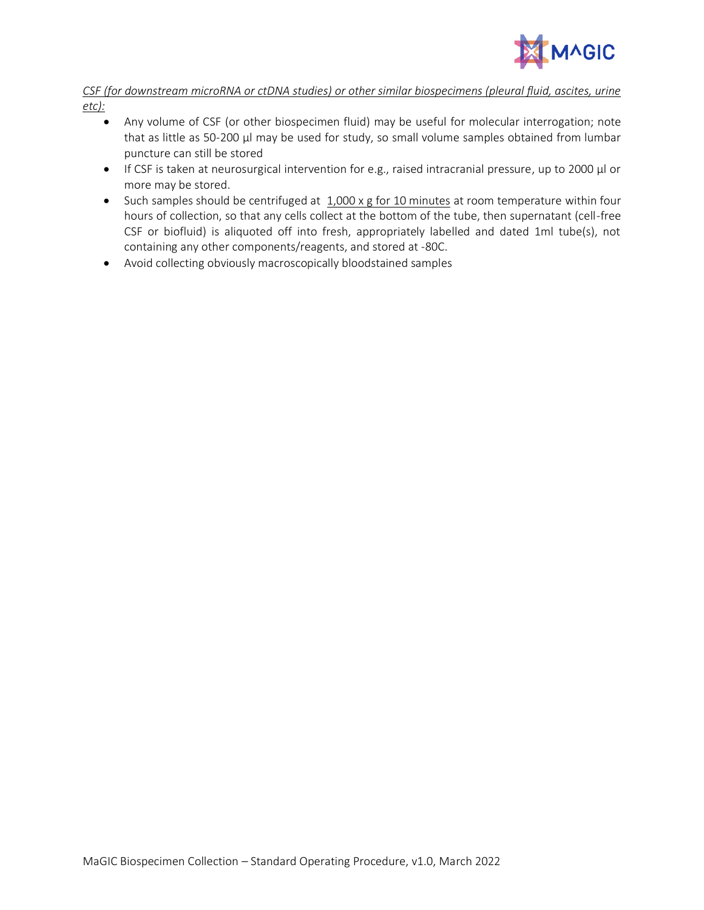*CSF (for downstream microRNA or ctDNA studies) or other similar biospecimens (pleural fluid, ascites, urine etc):*

- Any volume of CSF (or other biospecimen fluid) may be useful for molecular interrogation; note that as little as 50-200 µl may be used for study, so small volume samples obtained from lumbar puncture can still be stored
- If CSF is taken at neurosurgical intervention for e.g., raised intracranial pressure, up to 2000 µl or more may be stored.
- Such samples should be centrifuged at <u>1,000 x g for 10 minutes</u> at room temperature within four hours of collection, so that any cells collect at the bottom of the tube, then supernatant (cell-free CSF or biofluid) is aliquoted off into fresh, appropriately labelled and dated 1ml tube(s), not containing any other components/reagents, and stored at -80C.
- Avoid collecting obviously macroscopically bloodstained samples